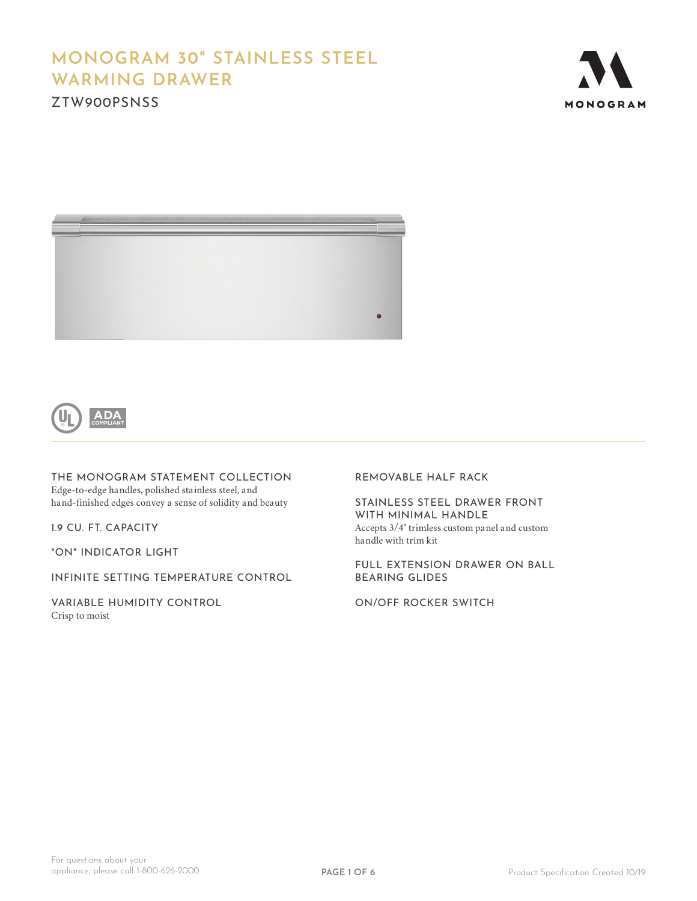# MONOGRAM 30" STAINLESS STEEL WARMING DRAWER

## ZTW900PSNSS

ADA COMPLIANT

### THE MONOGRAM STATEMENT COLLECTION

Edge-to-edge handles, polished stainless steel, and hand-finished edges convey a sense of solidity and beauty

### 1.9 CU. FT. CAPACITY

### "ON" INDICATOR LIGHT

### INFINITE SETTING TEMPERATURE CONTROL

### VARIABLE HUMIDITY CONTROL

Crisp to moist

### REMOVABLE HALF RACK

### STAINLESS STEEL DRAWER FRONT WITH MINIMAL HANDLE

Accepts 3/4" trimless custom panel and custom handle with trim kit

### FULL EXTENSION DRAWER ON BALL BEARING GLIDES

### ON/OFF ROCKER SWITCH

For questions about your appliance, please call 1-800-626-2000.

Product Specification Created 10/19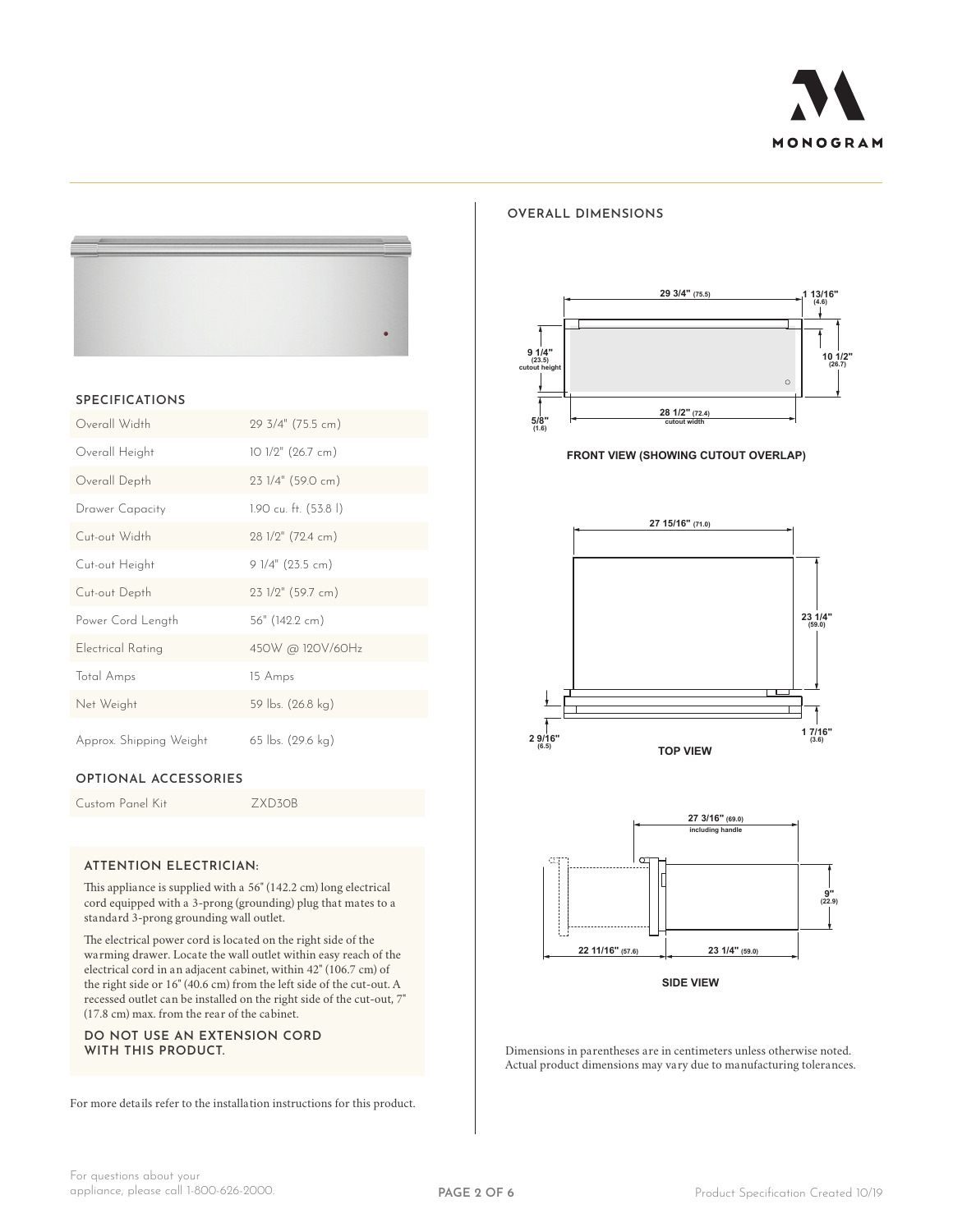## SPECIFICATIONS

| | |
|---|---|
| Overall Width | 29 3/4" (75.5 cm) |
| Overall Height | 10 1/2" (26.7 cm) |
| Overall Depth | 23 1/4" (59.0 cm) |
| Drawer Capacity | 1.90 cu. ft. (53.8 l) |
| Cut-out Width | 28 1/2" (72.4 cm) |
| Cut-out Height | 9 1/4" (23.5 cm) |
| Cut-out Depth | 23 1/2" (59.7 cm) |
| Power Cord Length | 56" (142.2 cm) |
| Electrical Rating | 450W @ 120V/60Hz |
| Total Amps | 15 Amps |
| Net Weight | 59 lbs. (26.8 kg) |
| Approx. Shipping Weight | 65 lbs. (29.6 kg) |

## OPTIONAL ACCESSORIES

| | |
|---|---|
| Custom Panel Kit | ZXD30B |

### ATTENTION ELECTRICIAN:

This appliance is supplied with a 56" (142.2 cm) long electrical cord equipped with a 3-prong (grounding) plug that mates to a standard 3-prong grounding wall outlet.

The electrical power cord is located on the right side of the warming drawer. Locate the wall outlet within easy reach of the electrical cord in an adjacent cabinet, within 42" (106.7 cm) of the right side or 16" (40.6 cm) from the left side of the cut-out. A recessed outlet can be installed on the right side of the cut-out, 7" (17.8 cm) max. from the rear of the cabinet.

**DO NOT USE AN EXTENSION CORD WITH THIS PRODUCT.**

For more details refer to the installation instructions for this product.

## OVERALL DIMENSIONS

29 3/4" (75.5) | 1 13/16" (4.6) | 9 1/4" (23.5) cutout height | 10 1/2" (26.7) | 5/8" (1.6) | 28 1/2" (72.4) cutout width

**FRONT VIEW (SHOWING CUTOUT OVERLAP)**

27 15/16" (71.0) | 23 1/4" (59.0) | 2 9/16" (6.5) | 1 7/16" (3.6)

**TOP VIEW**

27 3/16" (69.0) including handle | 9" (22.9) | 22 11/16" (57.6) | 23 1/4" (59.0)

**SIDE VIEW**

Dimensions in parentheses are in centimeters unless otherwise noted. Actual product dimensions may vary due to manufacturing tolerances.

For questions about your appliance, please call 1-800-626-2000.

Product Specification Created 10/19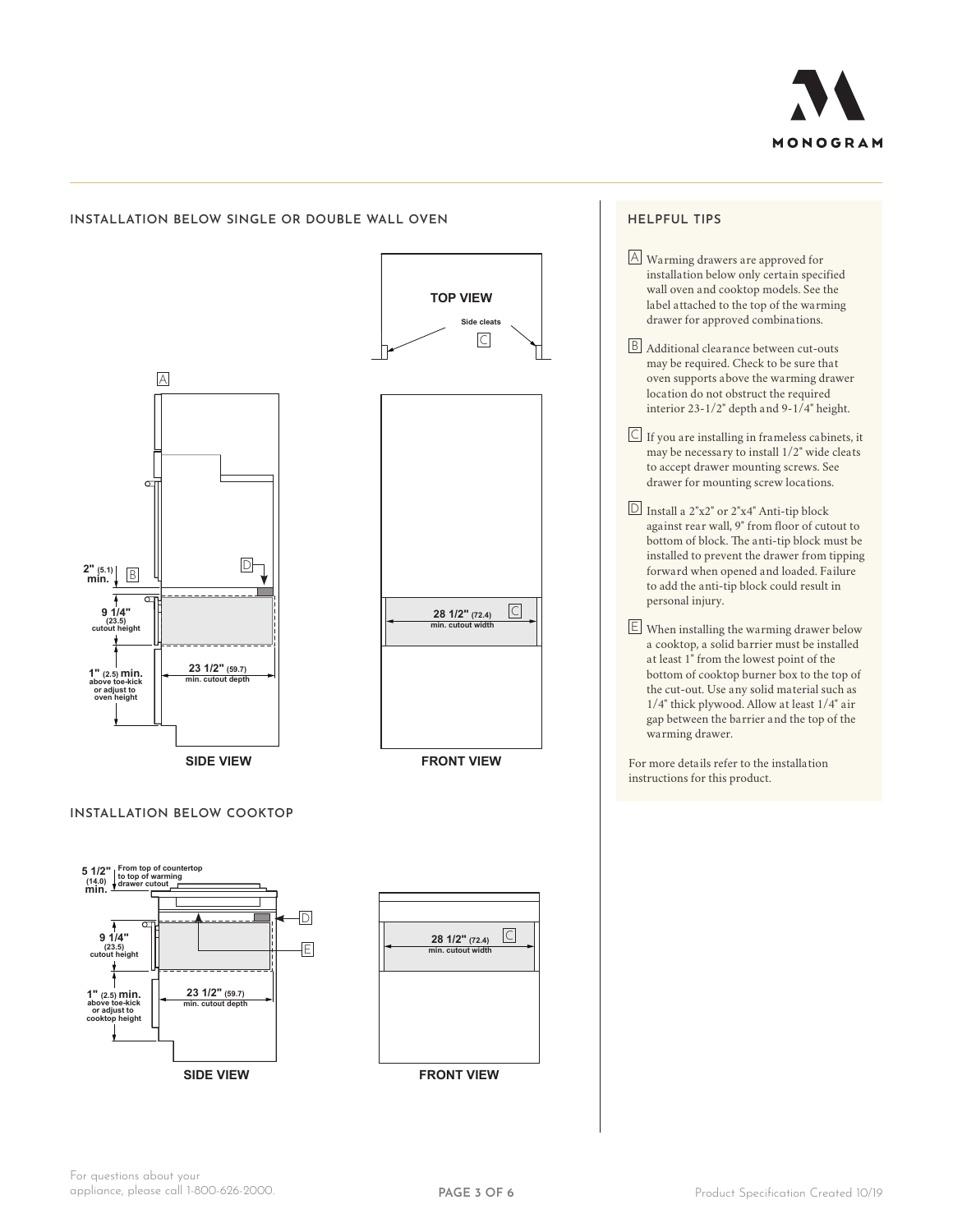## INSTALLATION BELOW SINGLE OR DOUBLE WALL OVEN

TOP VIEW

Side cleats

C

A

D

2" (5.1) min.

B

9 1/4" (23.5) cutout height

1" (2.5) min. above toe-kick or adjust to oven height

23 1/2" (59.7) min. cutout depth

28 1/2" (72.4) min. cutout width

C

SIDE VIEW

FRONT VIEW

## INSTALLATION BELOW COOKTOP

5 1/2" (14.0) min. From top of countertop to top of warming drawer cutout

D

9 1/4" (23.5) cutout height

E

1" (2.5) min. above toe-kick or adjust to cooktop height

23 1/2" (59.7) min. cutout depth

28 1/2" (72.4) min. cutout width

C

SIDE VIEW

FRONT VIEW

## HELPFUL TIPS

A Warming drawers are approved for installation below only certain specified wall oven and cooktop models. See the label attached to the top of the warming drawer for approved combinations.

B Additional clearance between cut-outs may be required. Check to be sure that oven supports above the warming drawer location do not obstruct the required interior 23-1/2" depth and 9-1/4" height.

C If you are installing in frameless cabinets, it may be necessary to install 1/2" wide cleats to accept drawer mounting screws. See drawer for mounting screw locations.

D Install a 2"x2" or 2"x4" Anti-tip block against rear wall, 9" from floor of cutout to bottom of block. The anti-tip block must be installed to prevent the drawer from tipping forward when opened and loaded. Failure to add the anti-tip block could result in personal injury.

E When installing the warming drawer below a cooktop, a solid barrier must be installed at least 1" from the lowest point of the bottom of cooktop burner box to the top of the cut-out. Use any solid material such as 1/4" thick plywood. Allow at least 1/4" air gap between the barrier and the top of the warming drawer.

For more details refer to the installation instructions for this product.

For questions about your appliance, please call 1-800-626-2000.

Product Specification Created 10/19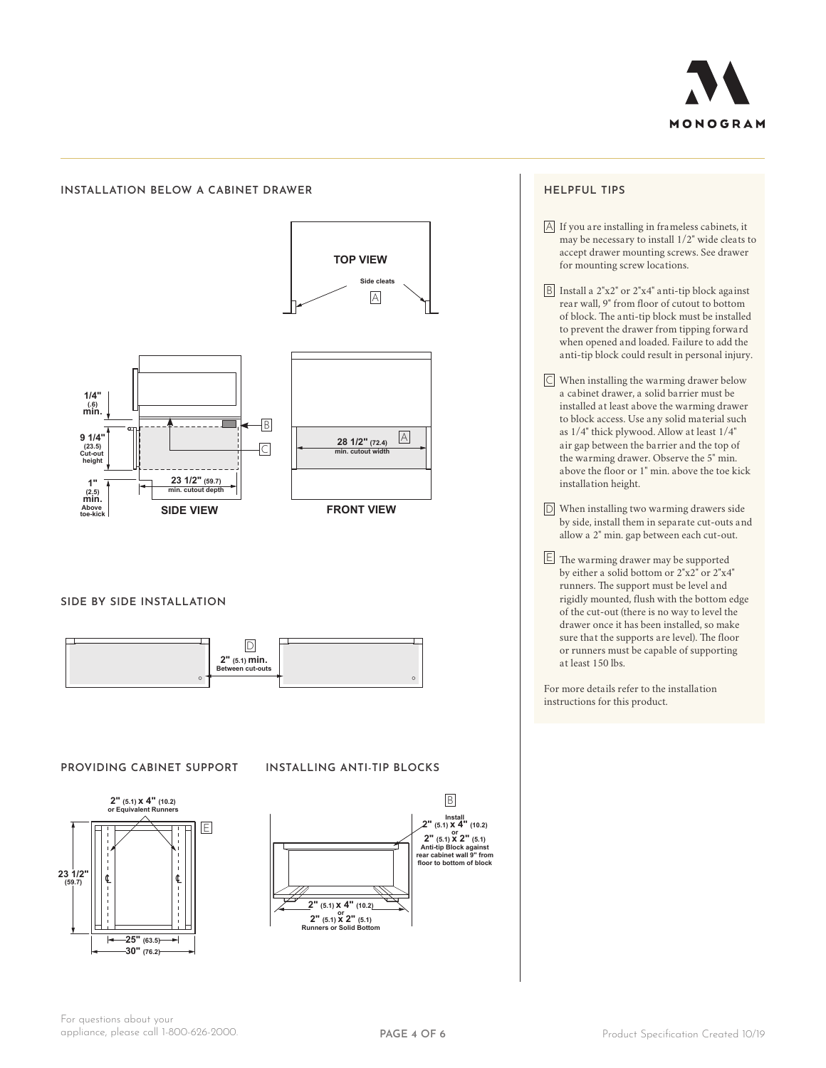## INSTALLATION BELOW A CABINET DRAWER

TOP VIEW

Side cleats

A

1/4" (.6) min.

9 1/4" (23.5) Cut-out height

1" (2.5) min. Above toe-kick

B

C

23 1/2" (59.7) min. cutout depth

SIDE VIEW

28 1/2" (72.4) min. cutout width

A

FRONT VIEW

## SIDE BY SIDE INSTALLATION

D

2" (5.1) min. Between cut-outs

## PROVIDING CABINET SUPPORT

2" (5.1) x 4" (10.2) or Equivalent Runners

E

23 1/2" (59.7)

25" (63.5)

30" (76.2)

## INSTALLING ANTI-TIP BLOCKS

B

Install 2" (5.1) x 4" (10.2) or 2" (5.1) x 2" (5.1) Anti-tip Block against rear cabinet wall 9" from floor to bottom of block

2" (5.1) x 4" (10.2) or 2" (5.1) x 2" (5.1) Runners or Solid Bottom

## HELPFUL TIPS

A If you are installing in frameless cabinets, it may be necessary to install 1/2" wide cleats to accept drawer mounting screws. See drawer for mounting screw locations.

B Install a 2"x2" or 2"x4" anti-tip block against rear wall, 9" from floor of cutout to bottom of block. The anti-tip block must be installed to prevent the drawer from tipping forward when opened and loaded. Failure to add the anti-tip block could result in personal injury.

C When installing the warming drawer below a cabinet drawer, a solid barrier must be installed at least above the warming drawer to block access. Use any solid material such as 1/4" thick plywood. Allow at least 1/4" air gap between the barrier and the top of the warming drawer. Observe the 5" min. above the floor or 1" min. above the toe kick installation height.

D When installing two warming drawers side by side, install them in separate cut-outs and allow a 2" min. gap between each cut-out.

E The warming drawer may be supported by either a solid bottom or 2"x2" or 2"x4" runners. The support must be level and rigidly mounted, flush with the bottom edge of the cut-out (there is no way to level the drawer once it has been installed, so make sure that the supports are level). The floor or runners must be capable of supporting at least 150 lbs.

For more details refer to the installation instructions for this product.

For questions about your appliance, please call 1-800-626-2000.

Product Specification Created 10/19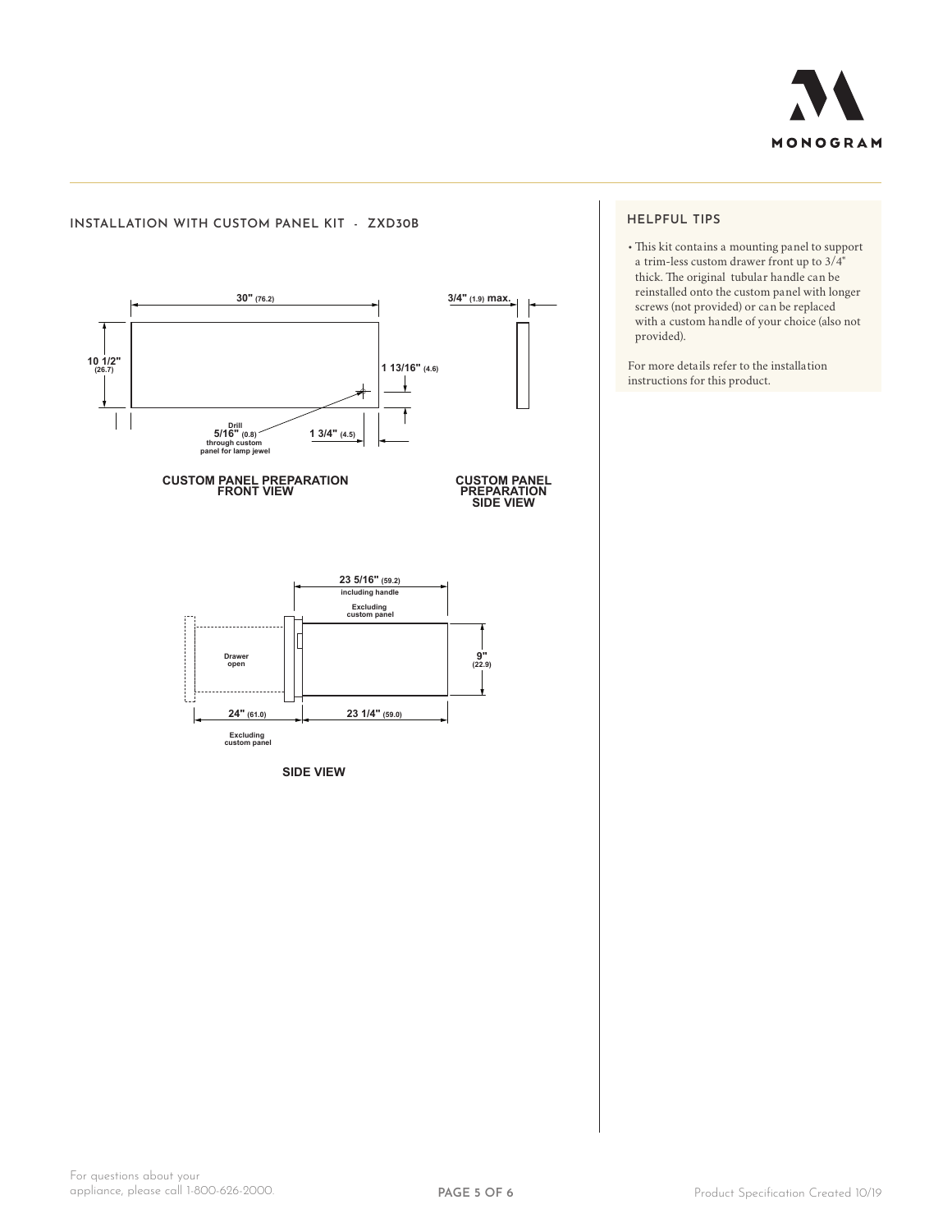## INSTALLATION WITH CUSTOM PANEL KIT - ZXD30B

30" (76.2)

3/4" (1.9) max.

10 1/2" (26.7)

1 13/16" (4.6)

Drill 5/16" (0.8) through custom panel for lamp jewel

1 3/4" (4.5)

**CUSTOM PANEL PREPARATION FRONT VIEW**

**CUSTOM PANEL PREPARATION SIDE VIEW**

23 5/16" (59.2) including handle

Excluding custom panel

Drawer open

9" (22.9)

24" (61.0)

23 1/4" (59.0)

Excluding custom panel

**SIDE VIEW**

### HELPFUL TIPS

- This kit contains a mounting panel to support a trim-less custom drawer front up to 3/4" thick. The original tubular handle can be reinstalled onto the custom panel with longer screws (not provided) or can be replaced with a custom handle of your choice (also not provided).

For more details refer to the installation instructions for this product.

For questions about your appliance, please call 1-800-626-2000.

Product Specification Created 10/19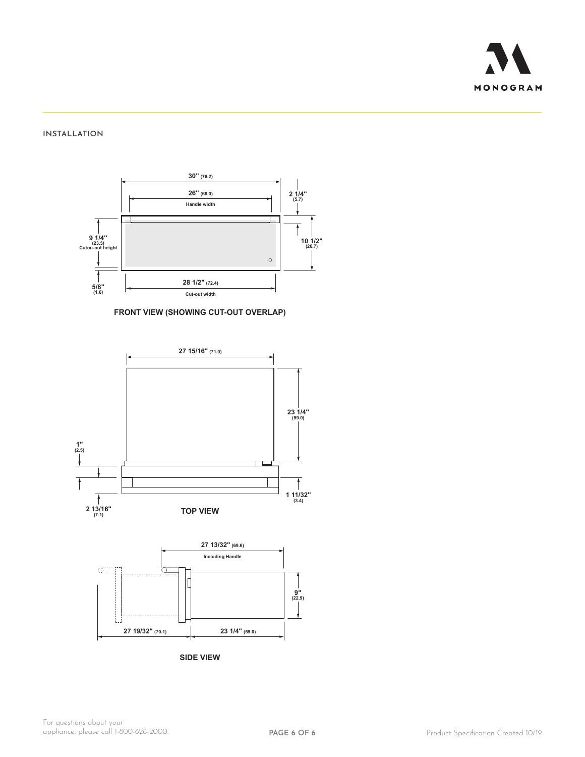## INSTALLATION

30" (76.2)

26" (66.0)
Handle width

2 1/4"
(5.7)

9 1/4"
(23.5)
Cutou-out height

10 1/2"
(26.7)

5/8"
(1.6)

28 1/2" (72.4)
Cut-out width

**FRONT VIEW (SHOWING CUT-OUT OVERLAP)**

27 15/16" (71.0)

23 1/4"
(59.0)

1"
(2.5)

1 11/32"
(3.4)

2 13/16"
(7.1)

**TOP VIEW**

27 13/32" (69.6)
Including Handle

9"
(22.9)

27 19/32" (70.1)

23 1/4" (59.0)

**SIDE VIEW**

For questions about your appliance, please call 1-800-626-2000.

Product Specification Created 10/19